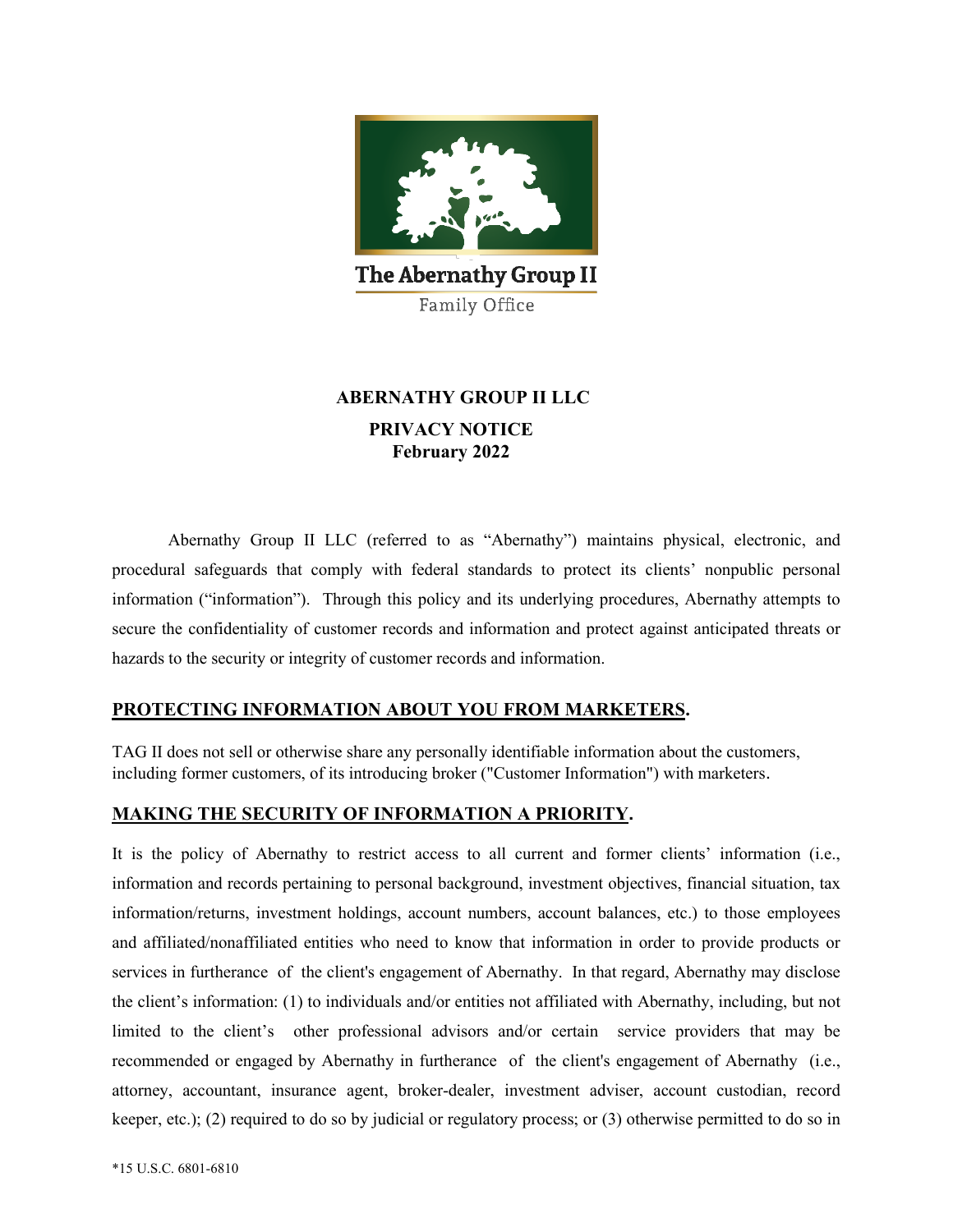The Abernathy Group II

Family Office

# ABERNATHY GROUP II LLC

## PRIVACY NOTICE
**February 2022**

Abernathy Group II LLC (referred to as "Abernathy") maintains physical, electronic, and procedural safeguards that comply with federal standards to protect its clients' nonpublic personal information ("information"). Through this policy and its underlying procedures, Abernathy attempts to secure the confidentiality of customer records and information and protect against anticipated threats or hazards to the security or integrity of customer records and information.

## PROTECTING INFORMATION ABOUT YOU FROM MARKETERS.

TAG II does not sell or otherwise share any personally identifiable information about the customers, including former customers, of its introducing broker ("Customer Information") with marketers.

## MAKING THE SECURITY OF INFORMATION A PRIORITY.

It is the policy of Abernathy to restrict access to all current and former clients' information (i.e., information and records pertaining to personal background, investment objectives, financial situation, tax information/returns, investment holdings, account numbers, account balances, etc.) to those employees and affiliated/nonaffiliated entities who need to know that information in order to provide products or services in furtherance of the client's engagement of Abernathy. In that regard, Abernathy may disclose the client's information: (1) to individuals and/or entities not affiliated with Abernathy, including, but not limited to the client's other professional advisors and/or certain service providers that may be recommended or engaged by Abernathy in furtherance of the client's engagement of Abernathy (i.e., attorney, accountant, insurance agent, broker-dealer, investment adviser, account custodian, record keeper, etc.); (2) required to do so by judicial or regulatory process; or (3) otherwise permitted to do so in

*15 U.S.C. 6801-6810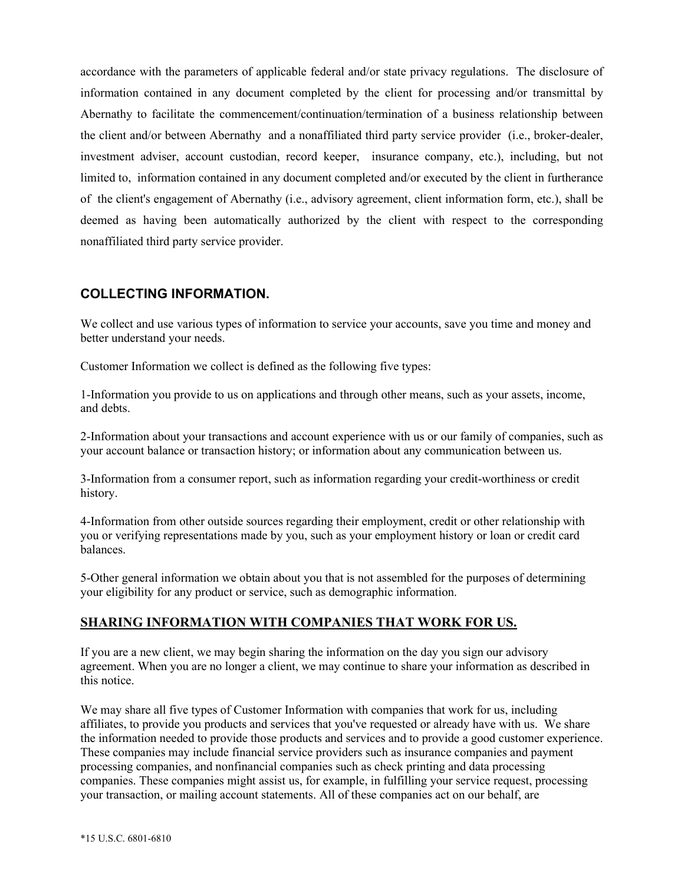accordance with the parameters of applicable federal and/or state privacy regulations. The disclosure of information contained in any document completed by the client for processing and/or transmittal by Abernathy to facilitate the commencement/continuation/termination of a business relationship between the client and/or between Abernathy and a nonaffiliated third party service provider (i.e., broker-dealer, investment adviser, account custodian, record keeper, insurance company, etc.), including, but not limited to, information contained in any document completed and/or executed by the client in furtherance of the client's engagement of Abernathy (i.e., advisory agreement, client information form, etc.), shall be deemed as having been automatically authorized by the client with respect to the corresponding nonaffiliated third party service provider.

## COLLECTING INFORMATION.

We collect and use various types of information to service your accounts, save you time and money and better understand your needs.

Customer Information we collect is defined as the following five types:

1-Information you provide to us on applications and through other means, such as your assets, income, and debts.

2-Information about your transactions and account experience with us or our family of companies, such as your account balance or transaction history; or information about any communication between us.

3-Information from a consumer report, such as information regarding your credit-worthiness or credit history.

4-Information from other outside sources regarding their employment, credit or other relationship with you or verifying representations made by you, such as your employment history or loan or credit card balances.

5-Other general information we obtain about you that is not assembled for the purposes of determining your eligibility for any product or service, such as demographic information.

## SHARING INFORMATION WITH COMPANIES THAT WORK FOR US.

If you are a new client, we may begin sharing the information on the day you sign our advisory agreement. When you are no longer a client, we may continue to share your information as described in this notice.

We may share all five types of Customer Information with companies that work for us, including affiliates, to provide you products and services that you've requested or already have with us. We share the information needed to provide those products and services and to provide a good customer experience. These companies may include financial service providers such as insurance companies and payment processing companies, and nonfinancial companies such as check printing and data processing companies. These companies might assist us, for example, in fulfilling your service request, processing your transaction, or mailing account statements. All of these companies act on our behalf, are

*15 U.S.C. 6801-6810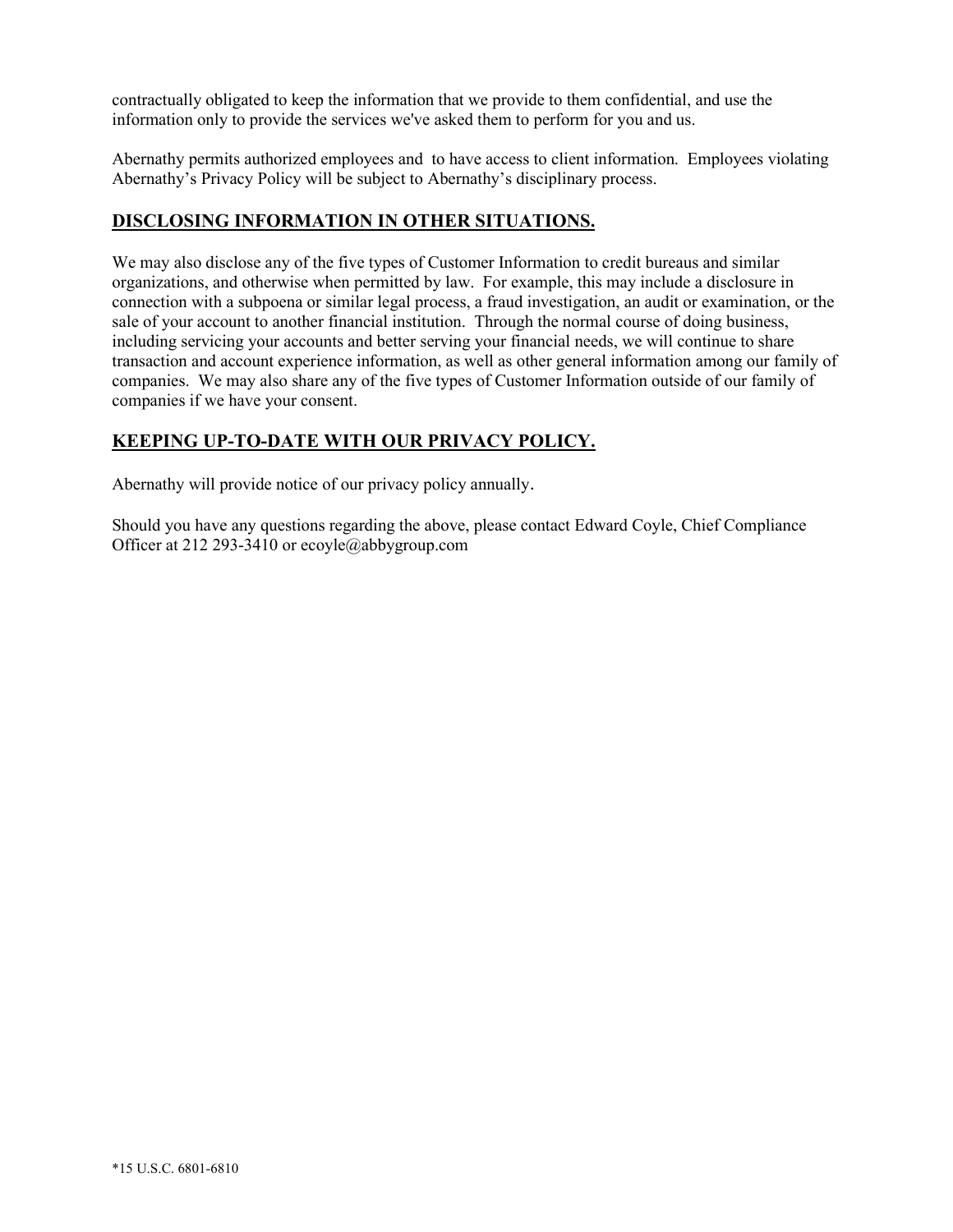contractually obligated to keep the information that we provide to them confidential, and use the information only to provide the services we've asked them to perform for you and us.

Abernathy permits authorized employees and  to have access to client information.  Employees violating Abernathy's Privacy Policy will be subject to Abernathy's disciplinary process.

## DISCLOSING INFORMATION IN OTHER SITUATIONS.

We may also disclose any of the five types of Customer Information to credit bureaus and similar organizations, and otherwise when permitted by law.  For example, this may include a disclosure in connection with a subpoena or similar legal process, a fraud investigation, an audit or examination, or the sale of your account to another financial institution.  Through the normal course of doing business, including servicing your accounts and better serving your financial needs, we will continue to share transaction and account experience information, as well as other general information among our family of companies.  We may also share any of the five types of Customer Information outside of our family of companies if we have your consent.

## KEEPING UP-TO-DATE WITH OUR PRIVACY POLICY.

Abernathy will provide notice of our privacy policy annually.

Should you have any questions regarding the above, please contact Edward Coyle, Chief Compliance Officer at 212 293-3410 or ecoyle@abbygroup.com

*15 U.S.C. 6801-6810